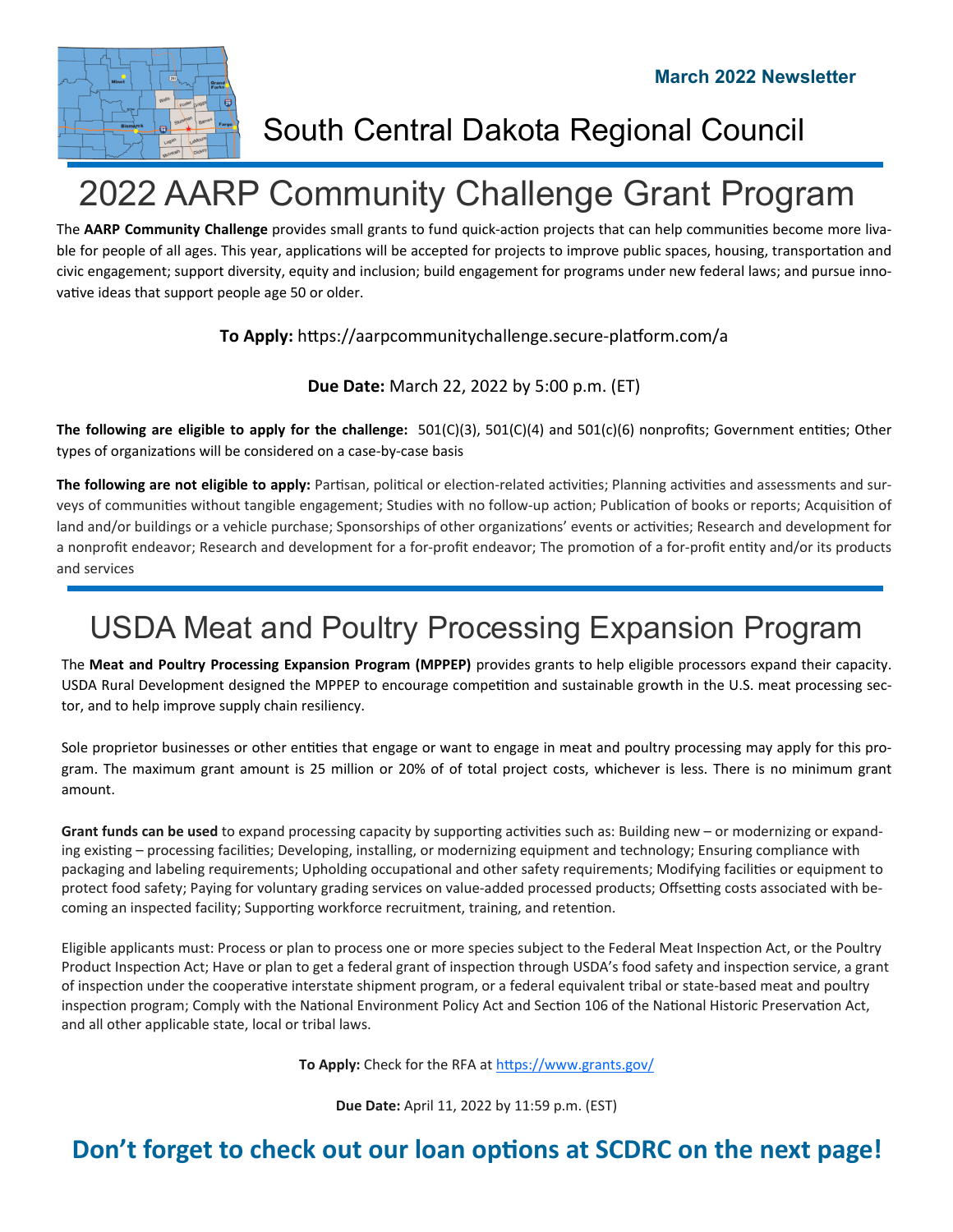March 2022 Newsletter

# South Central Dakota Regional Council

## 2022 AARP Community Challenge Grant Program

The **AARP Community Challenge** provides small grants to fund quick-action projects that can help communities become more livable for people of all ages. This year, applications will be accepted for projects to improve public spaces, housing, transportation and civic engagement; support diversity, equity and inclusion; build engagement for programs under new federal laws; and pursue innovative ideas that support people age 50 or older.

**To Apply:** https://aarpcommunitychallenge.secure-platform.com/a

**Due Date:** March 22, 2022 by 5:00 p.m. (ET)

**The following are eligible to apply for the challenge:** 501(C)(3), 501(C)(4) and 501(c)(6) nonprofits; Government entities; Other types of organizations will be considered on a case-by-case basis

**The following are not eligible to apply:** Partisan, political or election-related activities; Planning activities and assessments and surveys of communities without tangible engagement; Studies with no follow-up action; Publication of books or reports; Acquisition of land and/or buildings or a vehicle purchase; Sponsorships of other organizations' events or activities; Research and development for a nonprofit endeavor; Research and development for a for-profit endeavor; The promotion of a for-profit entity and/or its products and services

## USDA Meat and Poultry Processing Expansion Program

The **Meat and Poultry Processing Expansion Program (MPPEP)** provides grants to help eligible processors expand their capacity. USDA Rural Development designed the MPPEP to encourage competition and sustainable growth in the U.S. meat processing sector, and to help improve supply chain resiliency.

Sole proprietor businesses or other entities that engage or want to engage in meat and poultry processing may apply for this program. The maximum grant amount is 25 million or 20% of of total project costs, whichever is less. There is no minimum grant amount.

**Grant funds can be used** to expand processing capacity by supporting activities such as: Building new – or modernizing or expanding existing – processing facilities; Developing, installing, or modernizing equipment and technology; Ensuring compliance with packaging and labeling requirements; Upholding occupational and other safety requirements; Modifying facilities or equipment to protect food safety; Paying for voluntary grading services on value-added processed products; Offsetting costs associated with becoming an inspected facility; Supporting workforce recruitment, training, and retention.

Eligible applicants must: Process or plan to process one or more species subject to the Federal Meat Inspection Act, or the Poultry Product Inspection Act; Have or plan to get a federal grant of inspection through USDA's food safety and inspection service, a grant of inspection under the cooperative interstate shipment program, or a federal equivalent tribal or state-based meat and poultry inspection program; Comply with the National Environment Policy Act and Section 106 of the National Historic Preservation Act, and all other applicable state, local or tribal laws.

**To Apply:** Check for the RFA at https://www.grants.gov/

**Due Date:** April 11, 2022 by 11:59 p.m. (EST)

**Don't forget to check out our loan options at SCDRC on the next page!**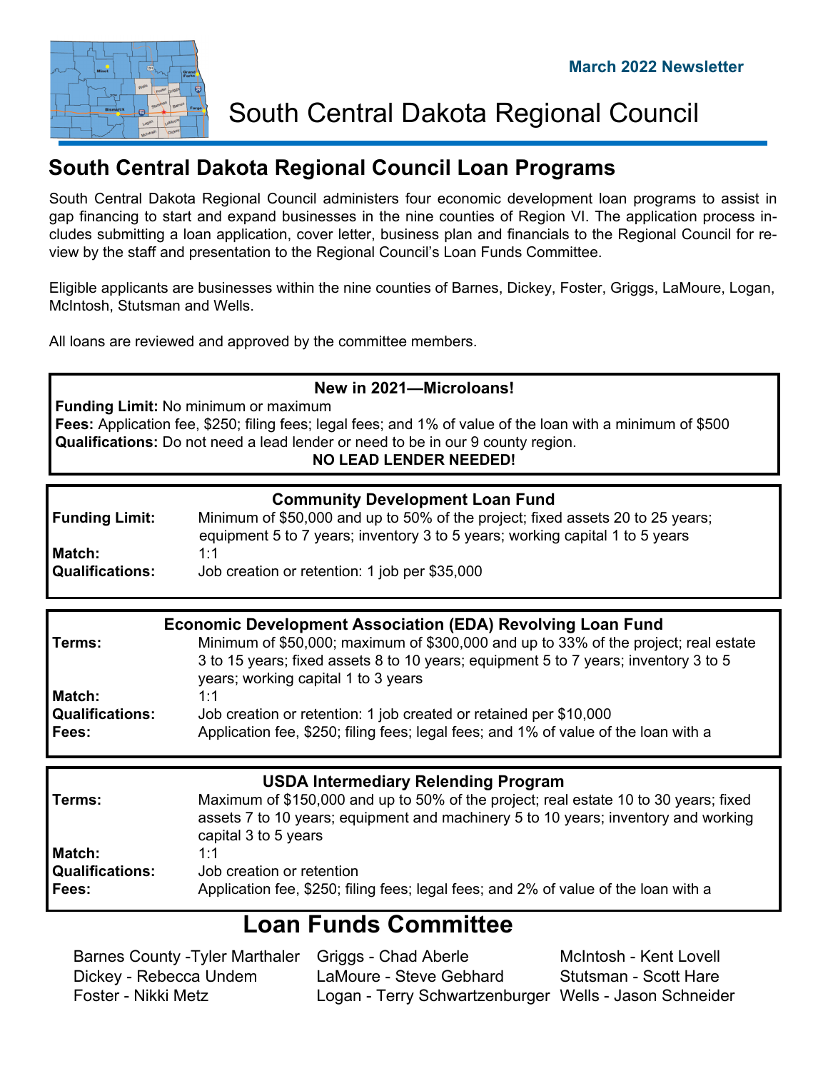March 2022 Newsletter

# South Central Dakota Regional Council

## South Central Dakota Regional Council Loan Programs

South Central Dakota Regional Council administers four economic development loan programs to assist in gap financing to start and expand businesses in the nine counties of Region VI. The application process includes submitting a loan application, cover letter, business plan and financials to the Regional Council for review by the staff and presentation to the Regional Council's Loan Funds Committee.

Eligible applicants are businesses within the nine counties of Barnes, Dickey, Foster, Griggs, LaMoure, Logan, McIntosh, Stutsman and Wells.

All loans are reviewed and approved by the committee members.

**New in 2021—Microloans!**

**Funding Limit:** No minimum or maximum
**Fees:** Application fee, $250; filing fees; legal fees; and 1% of value of the loan with a minimum of $500
**Qualifications:** Do not need a lead lender or need to be in our 9 county region.

**NO LEAD LENDER NEEDED!**

**Community Development Loan Fund**

| | |
|---|---|
| **Funding Limit:** | Minimum of $50,000 and up to 50% of the project; fixed assets 20 to 25 years; equipment 5 to 7 years; inventory 3 to 5 years; working capital 1 to 5 years |
| **Match:** | 1:1 |
| **Qualifications:** | Job creation or retention: 1 job per $35,000 |

**Economic Development Association (EDA) Revolving Loan Fund**

| | |
|---|---|
| **Terms:** | Minimum of $50,000; maximum of $300,000 and up to 33% of the project; real estate 3 to 15 years; fixed assets 8 to 10 years; equipment 5 to 7 years; inventory 3 to 5 years; working capital 1 to 3 years |
| **Match:** | 1:1 |
| **Qualifications:** | Job creation or retention: 1 job created or retained per $10,000 |
| **Fees:** | Application fee, $250; filing fees; legal fees; and 1% of value of the loan with a |

**USDA Intermediary Relending Program**

| | |
|---|---|
| **Terms:** | Maximum of $150,000 and up to 50% of the project; real estate 10 to 30 years; fixed assets 7 to 10 years; equipment and machinery 5 to 10 years; inventory and working capital 3 to 5 years |
| **Match:** | 1:1 |
| **Qualifications:** | Job creation or retention |
| **Fees:** | Application fee, $250; filing fees; legal fees; and 2% of value of the loan with a |

## Loan Funds Committee

- Barnes County - Tyler Marthaler
- Dickey - Rebecca Undem
- Foster - Nikki Metz
- Griggs - Chad Aberle
- LaMoure - Steve Gebhard
- Logan - Terry Schwartzenburger
- McIntosh - Kent Lovell
- Stutsman - Scott Hare
- Wells - Jason Schneider